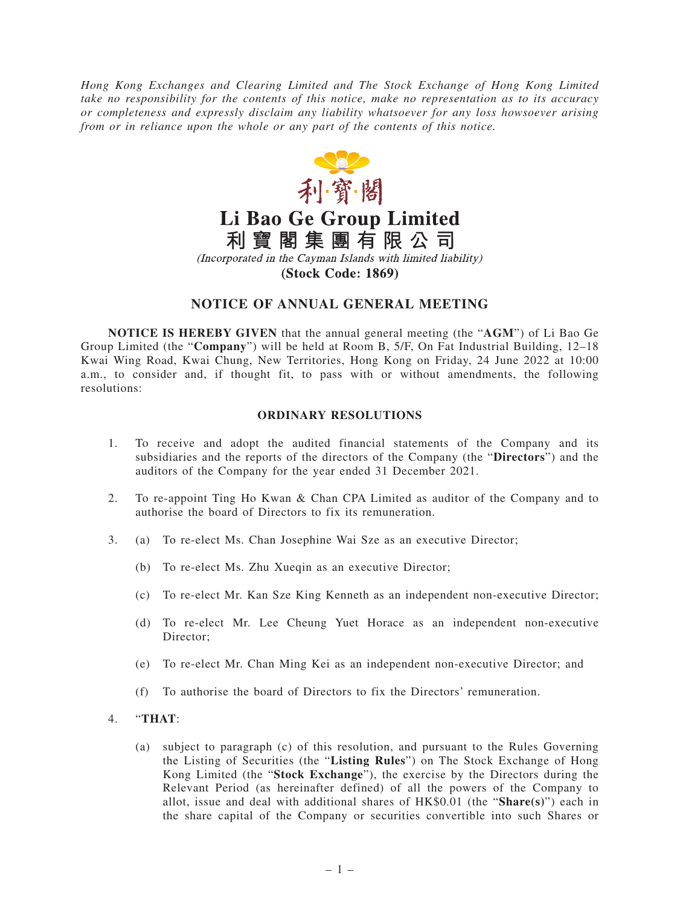*Hong Kong Exchanges and Clearing Limited and The Stock Exchange of Hong Kong Limited take no responsibility for the contents of this notice, make no representation as to its accuracy or completeness and expressly disclaim any liability whatsoever for any loss howsoever arising from or in reliance upon the whole or any part of the contents of this notice.*

利·寶·閣

# Li Bao Ge Group Limited
# 利寶閣集團有限公司

*(Incorporated in the Cayman Islands with limited liability)*

**(Stock Code: 1869)**

## NOTICE OF ANNUAL GENERAL MEETING

**NOTICE IS HEREBY GIVEN** that the annual general meeting (the "**AGM**") of Li Bao Ge Group Limited (the "**Company**") will be held at Room B, 5/F, On Fat Industrial Building, 12–18 Kwai Wing Road, Kwai Chung, New Territories, Hong Kong on Friday, 24 June 2022 at 10:00 a.m., to consider and, if thought fit, to pass with or without amendments, the following resolutions:

### ORDINARY RESOLUTIONS

1. To receive and adopt the audited financial statements of the Company and its subsidiaries and the reports of the directors of the Company (the "**Directors**") and the auditors of the Company for the year ended 31 December 2021.

2. To re-appoint Ting Ho Kwan & Chan CPA Limited as auditor of the Company and to authorise the board of Directors to fix its remuneration.

3. (a) To re-elect Ms. Chan Josephine Wai Sze as an executive Director;

   (b) To re-elect Ms. Zhu Xueqin as an executive Director;

   (c) To re-elect Mr. Kan Sze King Kenneth as an independent non-executive Director;

   (d) To re-elect Mr. Lee Cheung Yuet Horace as an independent non-executive Director;

   (e) To re-elect Mr. Chan Ming Kei as an independent non-executive Director; and

   (f) To authorise the board of Directors to fix the Directors' remuneration.

4. "**THAT**:

   (a) subject to paragraph (c) of this resolution, and pursuant to the Rules Governing the Listing of Securities (the "**Listing Rules**") on The Stock Exchange of Hong Kong Limited (the "**Stock Exchange**"), the exercise by the Directors during the Relevant Period (as hereinafter defined) of all the powers of the Company to allot, issue and deal with additional shares of HK$0.01 (the "**Share(s)**") each in the share capital of the Company or securities convertible into such Shares or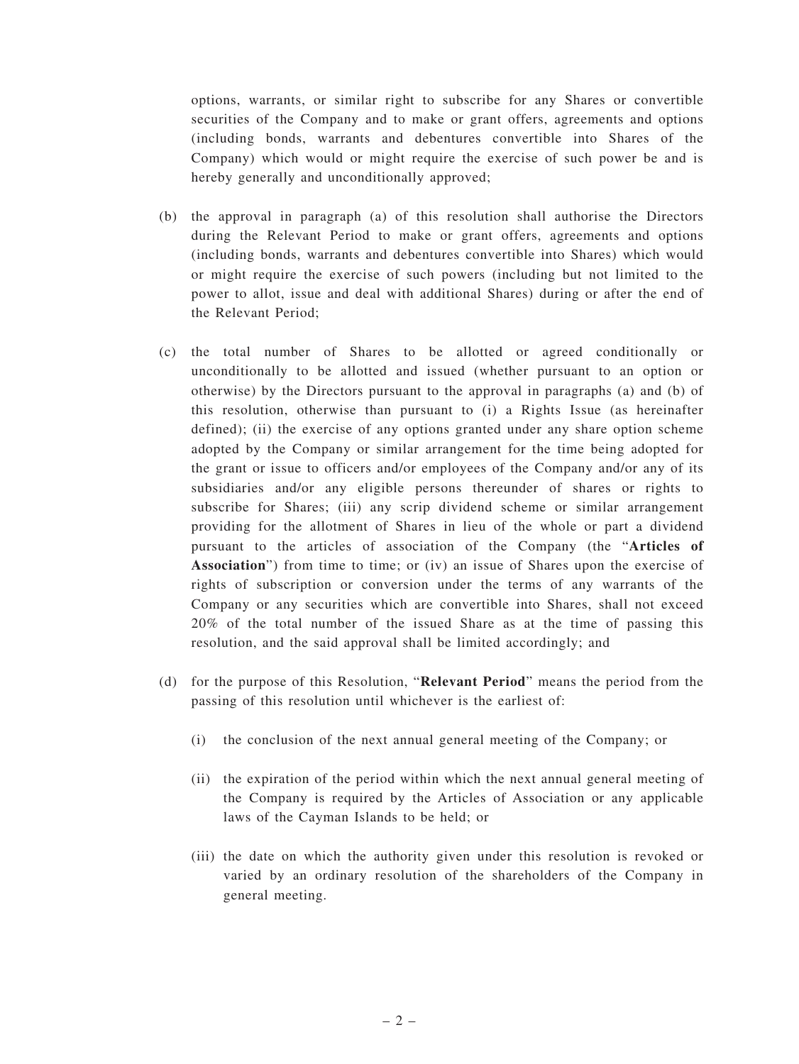options, warrants, or similar right to subscribe for any Shares or convertible securities of the Company and to make or grant offers, agreements and options (including bonds, warrants and debentures convertible into Shares of the Company) which would or might require the exercise of such power be and is hereby generally and unconditionally approved;

(b) the approval in paragraph (a) of this resolution shall authorise the Directors during the Relevant Period to make or grant offers, agreements and options (including bonds, warrants and debentures convertible into Shares) which would or might require the exercise of such powers (including but not limited to the power to allot, issue and deal with additional Shares) during or after the end of the Relevant Period;

(c) the total number of Shares to be allotted or agreed conditionally or unconditionally to be allotted and issued (whether pursuant to an option or otherwise) by the Directors pursuant to the approval in paragraphs (a) and (b) of this resolution, otherwise than pursuant to (i) a Rights Issue (as hereinafter defined); (ii) the exercise of any options granted under any share option scheme adopted by the Company or similar arrangement for the time being adopted for the grant or issue to officers and/or employees of the Company and/or any of its subsidiaries and/or any eligible persons thereunder of shares or rights to subscribe for Shares; (iii) any scrip dividend scheme or similar arrangement providing for the allotment of Shares in lieu of the whole or part a dividend pursuant to the articles of association of the Company (the "**Articles of Association**") from time to time; or (iv) an issue of Shares upon the exercise of rights of subscription or conversion under the terms of any warrants of the Company or any securities which are convertible into Shares, shall not exceed 20% of the total number of the issued Share as at the time of passing this resolution, and the said approval shall be limited accordingly; and

(d) for the purpose of this Resolution, "**Relevant Period**" means the period from the passing of this resolution until whichever is the earliest of:

   (i) the conclusion of the next annual general meeting of the Company; or

   (ii) the expiration of the period within which the next annual general meeting of the Company is required by the Articles of Association or any applicable laws of the Cayman Islands to be held; or

   (iii) the date on which the authority given under this resolution is revoked or varied by an ordinary resolution of the shareholders of the Company in general meeting.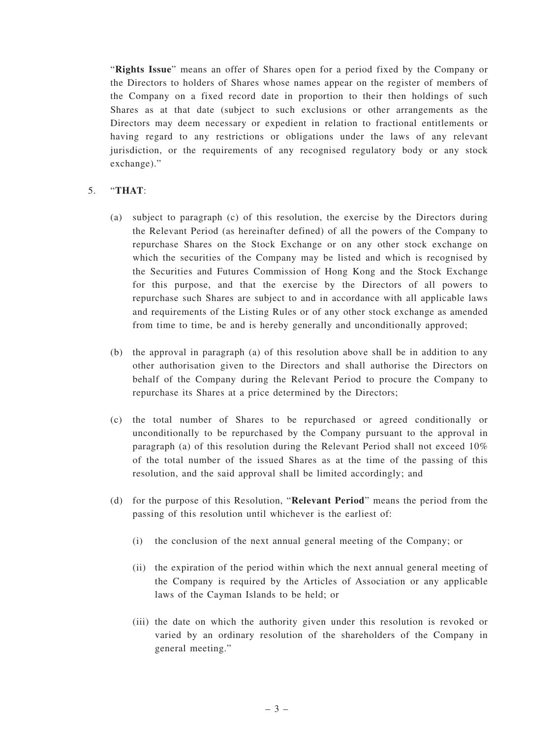"**Rights Issue**" means an offer of Shares open for a period fixed by the Company or the Directors to holders of Shares whose names appear on the register of members of the Company on a fixed record date in proportion to their then holdings of such Shares as at that date (subject to such exclusions or other arrangements as the Directors may deem necessary or expedient in relation to fractional entitlements or having regard to any restrictions or obligations under the laws of any relevant jurisdiction, or the requirements of any recognised regulatory body or any stock exchange)."

5. "**THAT**:

   (a) subject to paragraph (c) of this resolution, the exercise by the Directors during the Relevant Period (as hereinafter defined) of all the powers of the Company to repurchase Shares on the Stock Exchange or on any other stock exchange on which the securities of the Company may be listed and which is recognised by the Securities and Futures Commission of Hong Kong and the Stock Exchange for this purpose, and that the exercise by the Directors of all powers to repurchase such Shares are subject to and in accordance with all applicable laws and requirements of the Listing Rules or of any other stock exchange as amended from time to time, be and is hereby generally and unconditionally approved;

   (b) the approval in paragraph (a) of this resolution above shall be in addition to any other authorisation given to the Directors and shall authorise the Directors on behalf of the Company during the Relevant Period to procure the Company to repurchase its Shares at a price determined by the Directors;

   (c) the total number of Shares to be repurchased or agreed conditionally or unconditionally to be repurchased by the Company pursuant to the approval in paragraph (a) of this resolution during the Relevant Period shall not exceed 10% of the total number of the issued Shares as at the time of the passing of this resolution, and the said approval shall be limited accordingly; and

   (d) for the purpose of this Resolution, "**Relevant Period**" means the period from the passing of this resolution until whichever is the earliest of:

      (i) the conclusion of the next annual general meeting of the Company; or

      (ii) the expiration of the period within which the next annual general meeting of the Company is required by the Articles of Association or any applicable laws of the Cayman Islands to be held; or

      (iii) the date on which the authority given under this resolution is revoked or varied by an ordinary resolution of the shareholders of the Company in general meeting."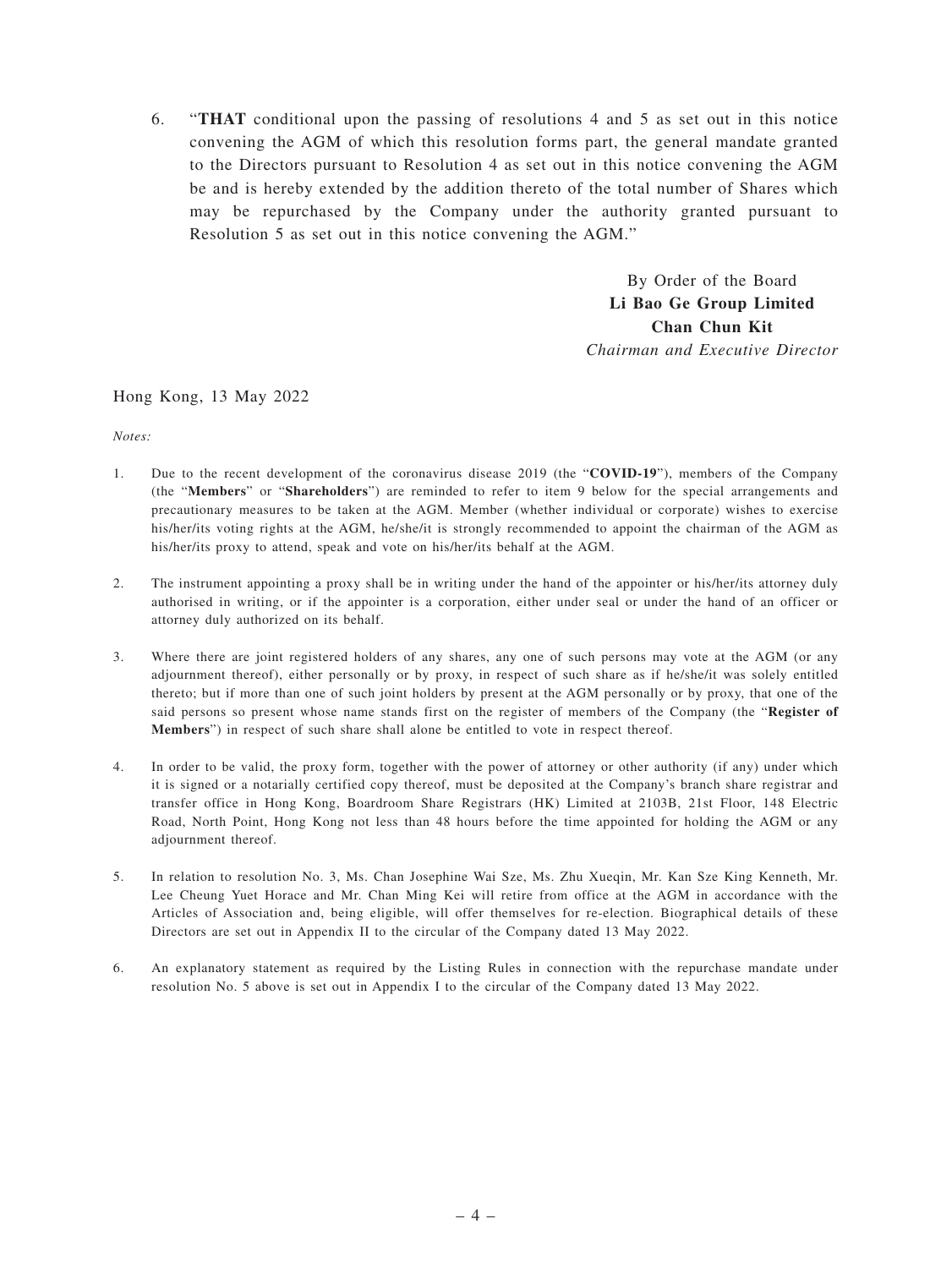6. "**THAT** conditional upon the passing of resolutions 4 and 5 as set out in this notice convening the AGM of which this resolution forms part, the general mandate granted to the Directors pursuant to Resolution 4 as set out in this notice convening the AGM be and is hereby extended by the addition thereto of the total number of Shares which may be repurchased by the Company under the authority granted pursuant to Resolution 5 as set out in this notice convening the AGM."

By Order of the Board
**Li Bao Ge Group Limited**
**Chan Chun Kit**
*Chairman and Executive Director*

Hong Kong, 13 May 2022

*Notes:*

1. Due to the recent development of the coronavirus disease 2019 (the "**COVID-19**"), members of the Company (the "**Members**" or "**Shareholders**") are reminded to refer to item 9 below for the special arrangements and precautionary measures to be taken at the AGM. Member (whether individual or corporate) wishes to exercise his/her/its voting rights at the AGM, he/she/it is strongly recommended to appoint the chairman of the AGM as his/her/its proxy to attend, speak and vote on his/her/its behalf at the AGM.

2. The instrument appointing a proxy shall be in writing under the hand of the appointer or his/her/its attorney duly authorised in writing, or if the appointer is a corporation, either under seal or under the hand of an officer or attorney duly authorized on its behalf.

3. Where there are joint registered holders of any shares, any one of such persons may vote at the AGM (or any adjournment thereof), either personally or by proxy, in respect of such share as if he/she/it was solely entitled thereto; but if more than one of such joint holders by present at the AGM personally or by proxy, that one of the said persons so present whose name stands first on the register of members of the Company (the "**Register of Members**") in respect of such share shall alone be entitled to vote in respect thereof.

4. In order to be valid, the proxy form, together with the power of attorney or other authority (if any) under which it is signed or a notarially certified copy thereof, must be deposited at the Company's branch share registrar and transfer office in Hong Kong, Boardroom Share Registrars (HK) Limited at 2103B, 21st Floor, 148 Electric Road, North Point, Hong Kong not less than 48 hours before the time appointed for holding the AGM or any adjournment thereof.

5. In relation to resolution No. 3, Ms. Chan Josephine Wai Sze, Ms. Zhu Xueqin, Mr. Kan Sze King Kenneth, Mr. Lee Cheung Yuet Horace and Mr. Chan Ming Kei will retire from office at the AGM in accordance with the Articles of Association and, being eligible, will offer themselves for re-election. Biographical details of these Directors are set out in Appendix II to the circular of the Company dated 13 May 2022.

6. An explanatory statement as required by the Listing Rules in connection with the repurchase mandate under resolution No. 5 above is set out in Appendix I to the circular of the Company dated 13 May 2022.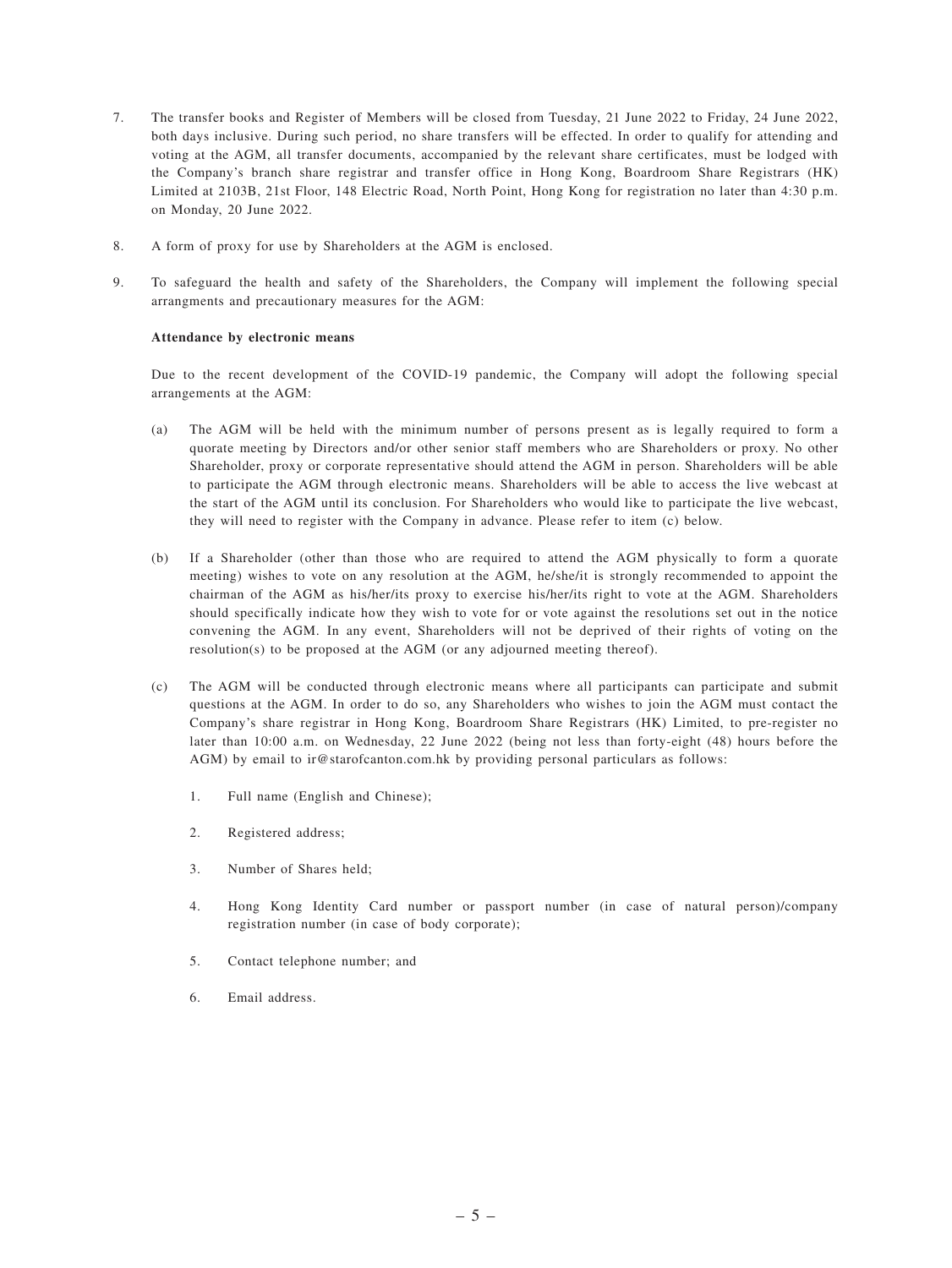7. The transfer books and Register of Members will be closed from Tuesday, 21 June 2022 to Friday, 24 June 2022, both days inclusive. During such period, no share transfers will be effected. In order to qualify for attending and voting at the AGM, all transfer documents, accompanied by the relevant share certificates, must be lodged with the Company's branch share registrar and transfer office in Hong Kong, Boardroom Share Registrars (HK) Limited at 2103B, 21st Floor, 148 Electric Road, North Point, Hong Kong for registration no later than 4:30 p.m. on Monday, 20 June 2022.

8. A form of proxy for use by Shareholders at the AGM is enclosed.

9. To safeguard the health and safety of the Shareholders, the Company will implement the following special arrangments and precautionary measures for the AGM:

   **Attendance by electronic means**

   Due to the recent development of the COVID-19 pandemic, the Company will adopt the following special arrangements at the AGM:

   (a) The AGM will be held with the minimum number of persons present as is legally required to form a quorate meeting by Directors and/or other senior staff members who are Shareholders or proxy. No other Shareholder, proxy or corporate representative should attend the AGM in person. Shareholders will be able to participate the AGM through electronic means. Shareholders will be able to access the live webcast at the start of the AGM until its conclusion. For Shareholders who would like to participate the live webcast, they will need to register with the Company in advance. Please refer to item (c) below.

   (b) If a Shareholder (other than those who are required to attend the AGM physically to form a quorate meeting) wishes to vote on any resolution at the AGM, he/she/it is strongly recommended to appoint the chairman of the AGM as his/her/its proxy to exercise his/her/its right to vote at the AGM. Shareholders should specifically indicate how they wish to vote for or vote against the resolutions set out in the notice convening the AGM. In any event, Shareholders will not be deprived of their rights of voting on the resolution(s) to be proposed at the AGM (or any adjourned meeting thereof).

   (c) The AGM will be conducted through electronic means where all participants can participate and submit questions at the AGM. In order to do so, any Shareholders who wishes to join the AGM must contact the Company's share registrar in Hong Kong, Boardroom Share Registrars (HK) Limited, to pre-register no later than 10:00 a.m. on Wednesday, 22 June 2022 (being not less than forty-eight (48) hours before the AGM) by email to ir@starofcanton.com.hk by providing personal particulars as follows:

      1. Full name (English and Chinese);

      2. Registered address;

      3. Number of Shares held;

      4. Hong Kong Identity Card number or passport number (in case of natural person)/company registration number (in case of body corporate);

      5. Contact telephone number; and

      6. Email address.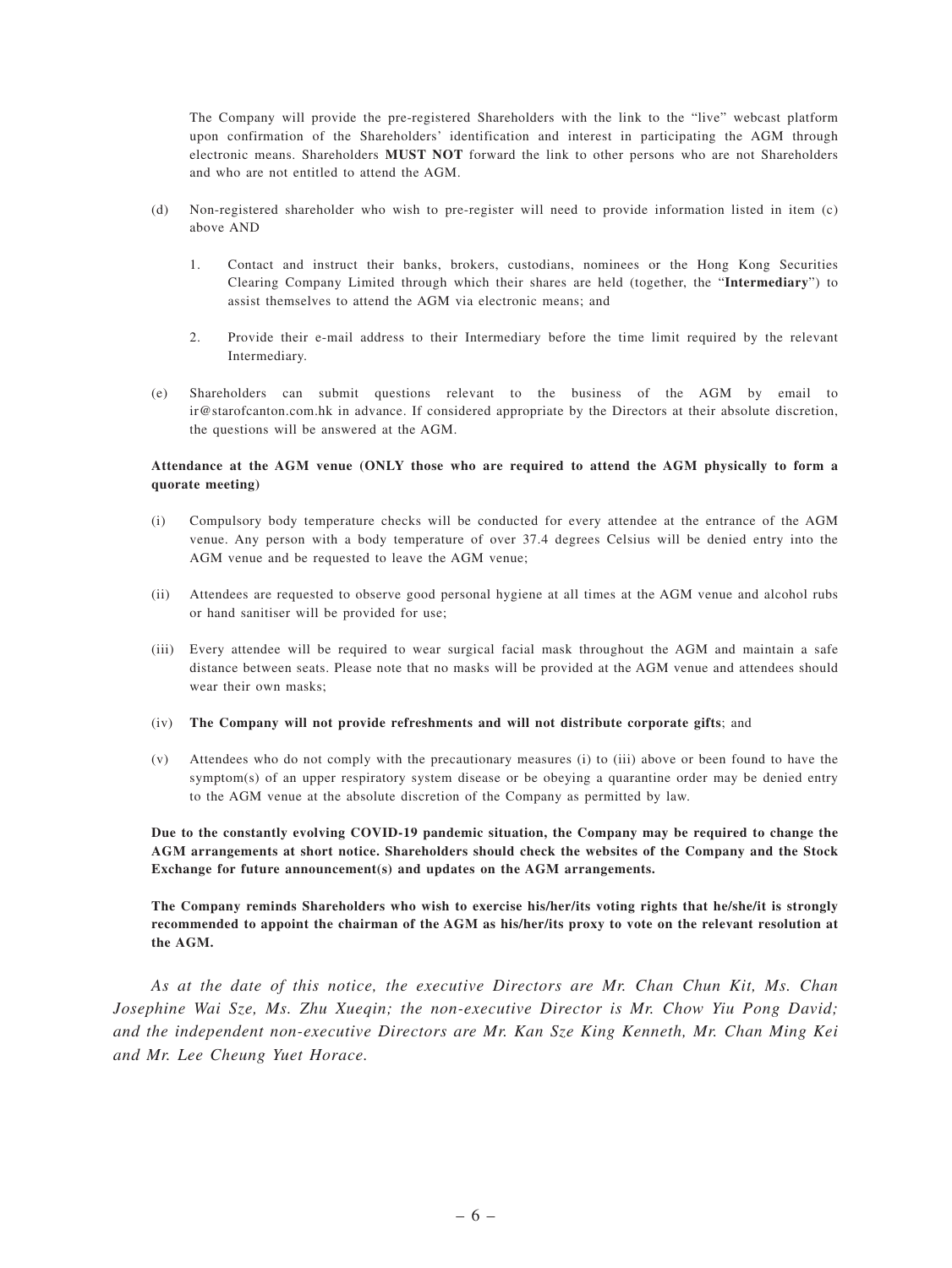The Company will provide the pre-registered Shareholders with the link to the "live" webcast platform upon confirmation of the Shareholders' identification and interest in participating the AGM through electronic means. Shareholders **MUST NOT** forward the link to other persons who are not Shareholders and who are not entitled to attend the AGM.

(d) Non-registered shareholder who wish to pre-register will need to provide information listed in item (c) above AND

1. Contact and instruct their banks, brokers, custodians, nominees or the Hong Kong Securities Clearing Company Limited through which their shares are held (together, the "**Intermediary**") to assist themselves to attend the AGM via electronic means; and

2. Provide their e-mail address to their Intermediary before the time limit required by the relevant Intermediary.

(e) Shareholders can submit questions relevant to the business of the AGM by email to ir@starofcanton.com.hk in advance. If considered appropriate by the Directors at their absolute discretion, the questions will be answered at the AGM.

**Attendance at the AGM venue (ONLY those who are required to attend the AGM physically to form a quorate meeting)**

(i) Compulsory body temperature checks will be conducted for every attendee at the entrance of the AGM venue. Any person with a body temperature of over 37.4 degrees Celsius will be denied entry into the AGM venue and be requested to leave the AGM venue;

(ii) Attendees are requested to observe good personal hygiene at all times at the AGM venue and alcohol rubs or hand sanitiser will be provided for use;

(iii) Every attendee will be required to wear surgical facial mask throughout the AGM and maintain a safe distance between seats. Please note that no masks will be provided at the AGM venue and attendees should wear their own masks;

(iv) **The Company will not provide refreshments and will not distribute corporate gifts**; and

(v) Attendees who do not comply with the precautionary measures (i) to (iii) above or been found to have the symptom(s) of an upper respiratory system disease or be obeying a quarantine order may be denied entry to the AGM venue at the absolute discretion of the Company as permitted by law.

**Due to the constantly evolving COVID-19 pandemic situation, the Company may be required to change the AGM arrangements at short notice. Shareholders should check the websites of the Company and the Stock Exchange for future announcement(s) and updates on the AGM arrangements.**

**The Company reminds Shareholders who wish to exercise his/her/its voting rights that he/she/it is strongly recommended to appoint the chairman of the AGM as his/her/its proxy to vote on the relevant resolution at the AGM.**

*As at the date of this notice, the executive Directors are Mr. Chan Chun Kit, Ms. Chan Josephine Wai Sze, Ms. Zhu Xueqin; the non-executive Director is Mr. Chow Yiu Pong David; and the independent non-executive Directors are Mr. Kan Sze King Kenneth, Mr. Chan Ming Kei and Mr. Lee Cheung Yuet Horace.*